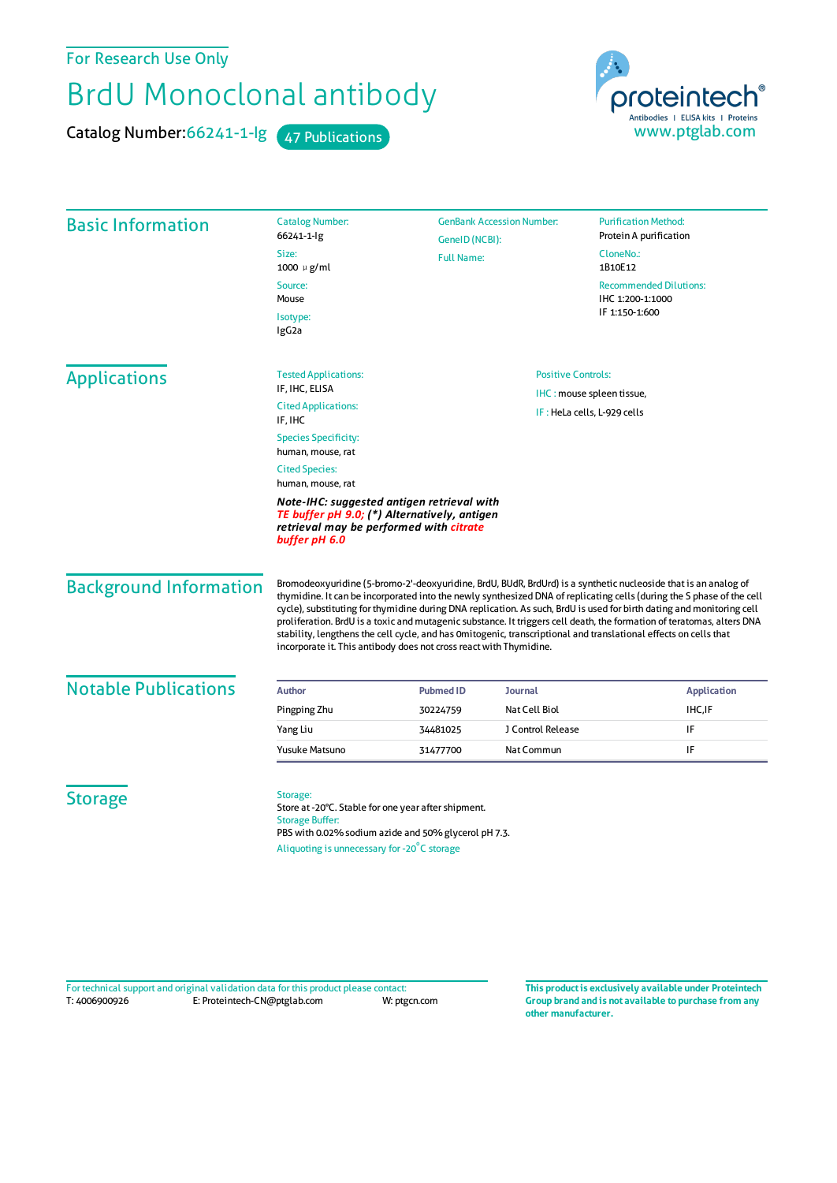For Research Use Only

# BrdU Monoclonal antibody

Catalog Number: 66241-1-Ig    47 Publications

proteintech®
Antibodies | ELISA kits | Proteins
www.ptglab.com

## Basic Information

Catalog Number:
66241-1-Ig

Size:
1000 μg/ml

Source:
Mouse

Isotype:
IgG2a

GenBank Accession Number:

GeneID (NCBI):

Full Name:

Purification Method:
Protein A purification

CloneNo.:
1B10E12

Recommended Dilutions:
IHC 1:200-1:1000
IF 1:150-1:600

## Applications

Tested Applications:
IF, IHC, ELISA

Cited Applications:
IF, IHC

Species Specificity:
human, mouse, rat

Cited Species:
human, mouse, rat

***Note-IHC: suggested antigen retrieval with TE buffer pH 9.0; (*) Alternatively, antigen retrieval may be performed with citrate buffer pH 6.0***

Positive Controls:

IHC : mouse spleen tissue,

IF : HeLa cells, L-929 cells

## Background Information

Bromodeoxyuridine (5-bromo-2'-deoxyuridine, BrdU, BUdR, BrdUrd) is a synthetic nucleoside that is an analog of thymidine. It can be incorporated into the newly synthesized DNA of replicating cells (during the S phase of the cell cycle), substituting for thymidine during DNA replication. As such, BrdU is used for birth dating and monitoring cell proliferation. BrdU is a toxic and mutagenic substance. It triggers cell death, the formation of teratomas, alters DNA stability, lengthens the cell cycle, and has 0mitogenic, transcriptional and translational effects on cells that incorporate it. This antibody does not cross react with Thymidine.

## Notable Publications

| Author | Pubmed ID | Journal | Application |
| --- | --- | --- | --- |
| Pingping Zhu | 30224759 | Nat Cell Biol | IHC,IF |
| Yang Liu | 34481025 | J Control Release | IF |
| Yusuke Matsuno | 31477700 | Nat Commun | IF |

## Storage

Storage:
Store at -20°C. Stable for one year after shipment.
Storage Buffer:
PBS with 0.02% sodium azide and 50% glycerol pH 7.3.
Aliquoting is unnecessary for -20°C storage

For technical support and original validation data for this product please contact:
T: 4006900926    E: Proteintech-CN@ptglab.com    W: ptgcn.com

**This product is exclusively available under Proteintech Group brand and is not available to purchase from any other manufacturer.**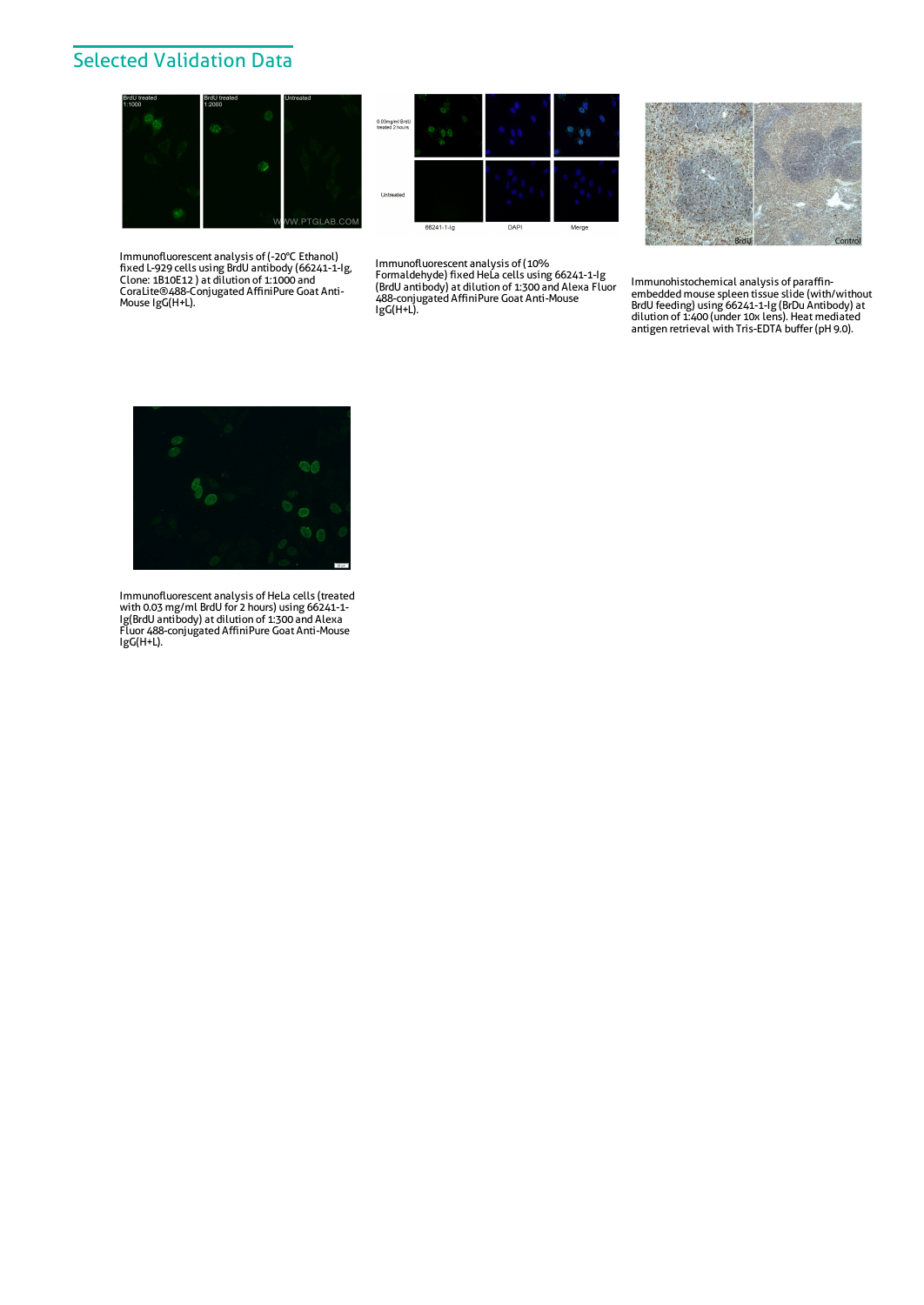## Selected Validation Data

Immunofluorescent analysis of (-20°C Ethanol) fixed L-929 cells using BrdU antibody (66241-1-Ig, Clone: 1B10E12 ) at dilution of 1:1000 and CoraLite®488-Conjugated AffiniPure Goat Anti-Mouse IgG(H+L).

Immunofluorescent analysis of (10% Formaldehyde) fixed HeLa cells using 66241-1-Ig (BrdU antibody) at dilution of 1:300 and Alexa Fluor 488-conjugated AffiniPure Goat Anti-Mouse IgG(H+L).

Immunohistochemical analysis of paraffin-embedded mouse spleen tissue slide (with/without BrdU feeding) using 66241-1-Ig (BrDu Antibody) at dilution of 1:400 (under 10x lens). Heat mediated antigen retrieval with Tris-EDTA buffer (pH 9.0).

Immunofluorescent analysis of HeLa cells (treated with 0.03 mg/ml BrdU for 2 hours) using 66241-1-Ig(BrdU antibody) at dilution of 1:300 and Alexa Fluor 488-conjugated AffiniPure Goat Anti-Mouse IgG(H+L).